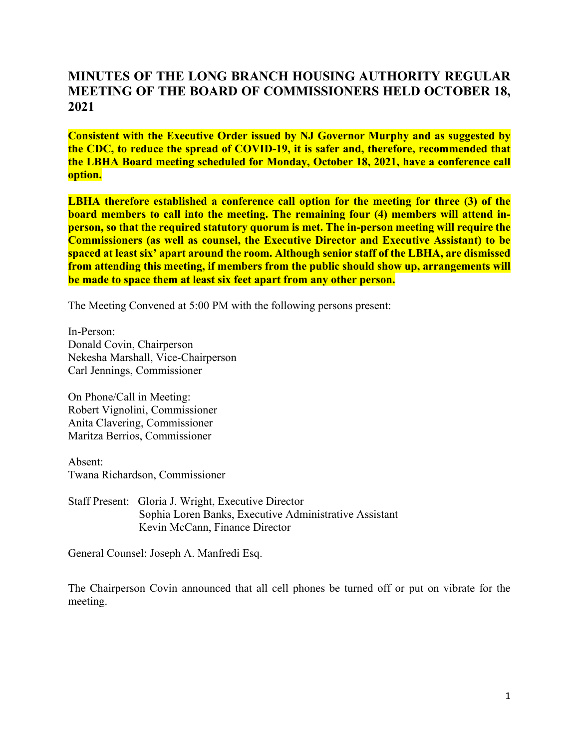# MINUTES OF THE LONG BRANCH HOUSING AUTHORITY REGULAR MEETING OF THE BOARD OF COMMISSIONERS HELD OCTOBER 18, 2021

**Consistent with the Executive Order issued by NJ Governor Murphy and as suggested by the CDC, to reduce the spread of COVID-19, it is safer and, therefore, recommended that the LBHA Board meeting scheduled for Monday, October 18, 2021, have a conference call option.**

**LBHA therefore established a conference call option for the meeting for three (3) of the board members to call into the meeting. The remaining four (4) members will attend in-person, so that the required statutory quorum is met. The in-person meeting will require the Commissioners (as well as counsel, the Executive Director and Executive Assistant) to be spaced at least six' apart around the room. Although senior staff of the LBHA, are dismissed from attending this meeting, if members from the public should show up, arrangements will be made to space them at least six feet apart from any other person.**

The Meeting Convened at 5:00 PM with the following persons present:

In-Person:
Donald Covin, Chairperson
Nekesha Marshall, Vice-Chairperson
Carl Jennings, Commissioner

On Phone/Call in Meeting:
Robert Vignolini, Commissioner
Anita Clavering, Commissioner
Maritza Berrios, Commissioner

Absent:
Twana Richardson, Commissioner

Staff Present: Gloria J. Wright, Executive Director
Sophia Loren Banks, Executive Administrative Assistant
Kevin McCann, Finance Director

General Counsel: Joseph A. Manfredi Esq.

The Chairperson Covin announced that all cell phones be turned off or put on vibrate for the meeting.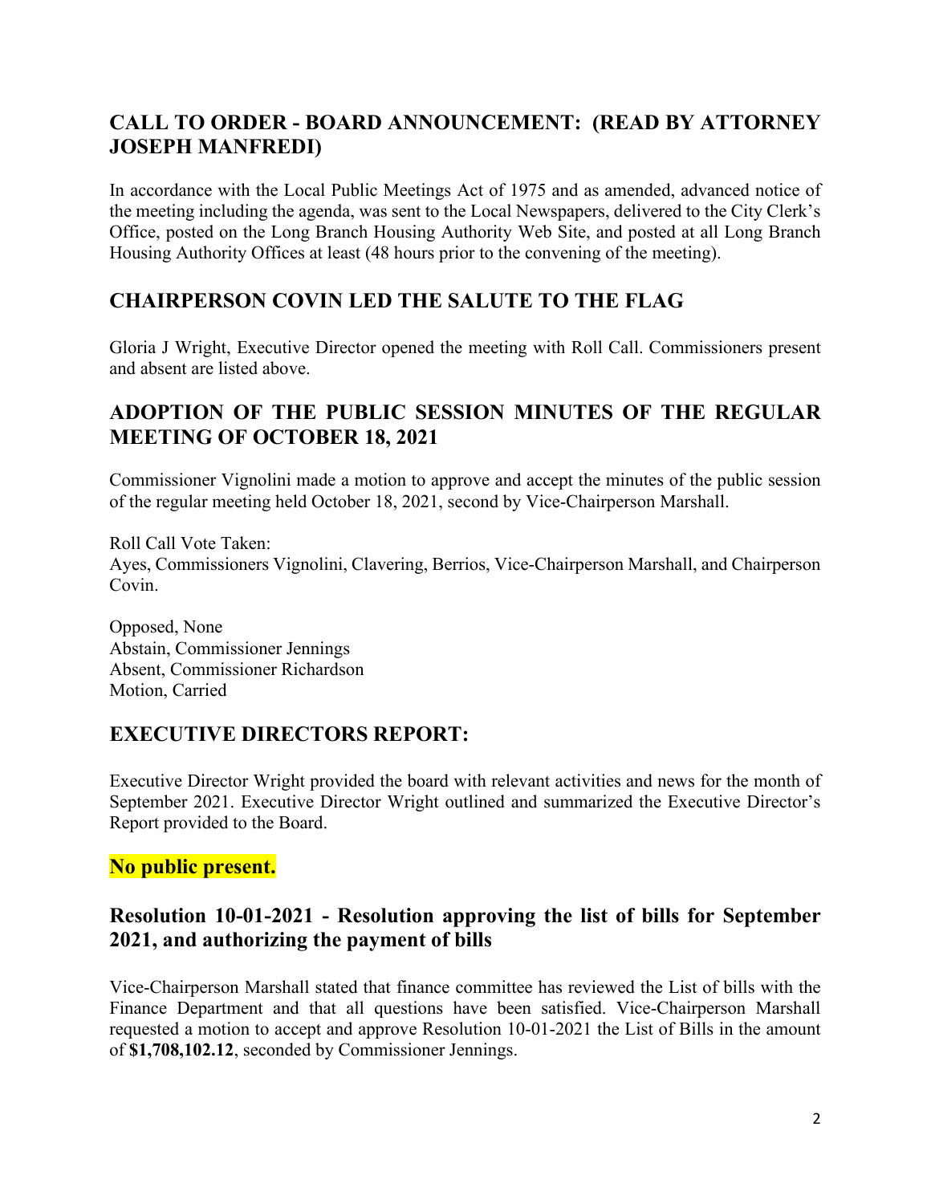## CALL TO ORDER - BOARD ANNOUNCEMENT: (READ BY ATTORNEY JOSEPH MANFREDI)

In accordance with the Local Public Meetings Act of 1975 and as amended, advanced notice of the meeting including the agenda, was sent to the Local Newspapers, delivered to the City Clerk's Office, posted on the Long Branch Housing Authority Web Site, and posted at all Long Branch Housing Authority Offices at least (48 hours prior to the convening of the meeting).

## CHAIRPERSON COVIN LED THE SALUTE TO THE FLAG

Gloria J Wright, Executive Director opened the meeting with Roll Call. Commissioners present and absent are listed above.

## ADOPTION OF THE PUBLIC SESSION MINUTES OF THE REGULAR MEETING OF OCTOBER 18, 2021

Commissioner Vignolini made a motion to approve and accept the minutes of the public session of the regular meeting held October 18, 2021, second by Vice-Chairperson Marshall.

Roll Call Vote Taken:
Ayes, Commissioners Vignolini, Clavering, Berrios, Vice-Chairperson Marshall, and Chairperson Covin.

Opposed, None
Abstain, Commissioner Jennings
Absent, Commissioner Richardson
Motion, Carried

## EXECUTIVE DIRECTORS REPORT:

Executive Director Wright provided the board with relevant activities and news for the month of September 2021. Executive Director Wright outlined and summarized the Executive Director's Report provided to the Board.

**No public present.**

## Resolution 10-01-2021 - Resolution approving the list of bills for September 2021, and authorizing the payment of bills

Vice-Chairperson Marshall stated that finance committee has reviewed the List of bills with the Finance Department and that all questions have been satisfied. Vice-Chairperson Marshall requested a motion to accept and approve Resolution 10-01-2021 the List of Bills in the amount of **$1,708,102.12**, seconded by Commissioner Jennings.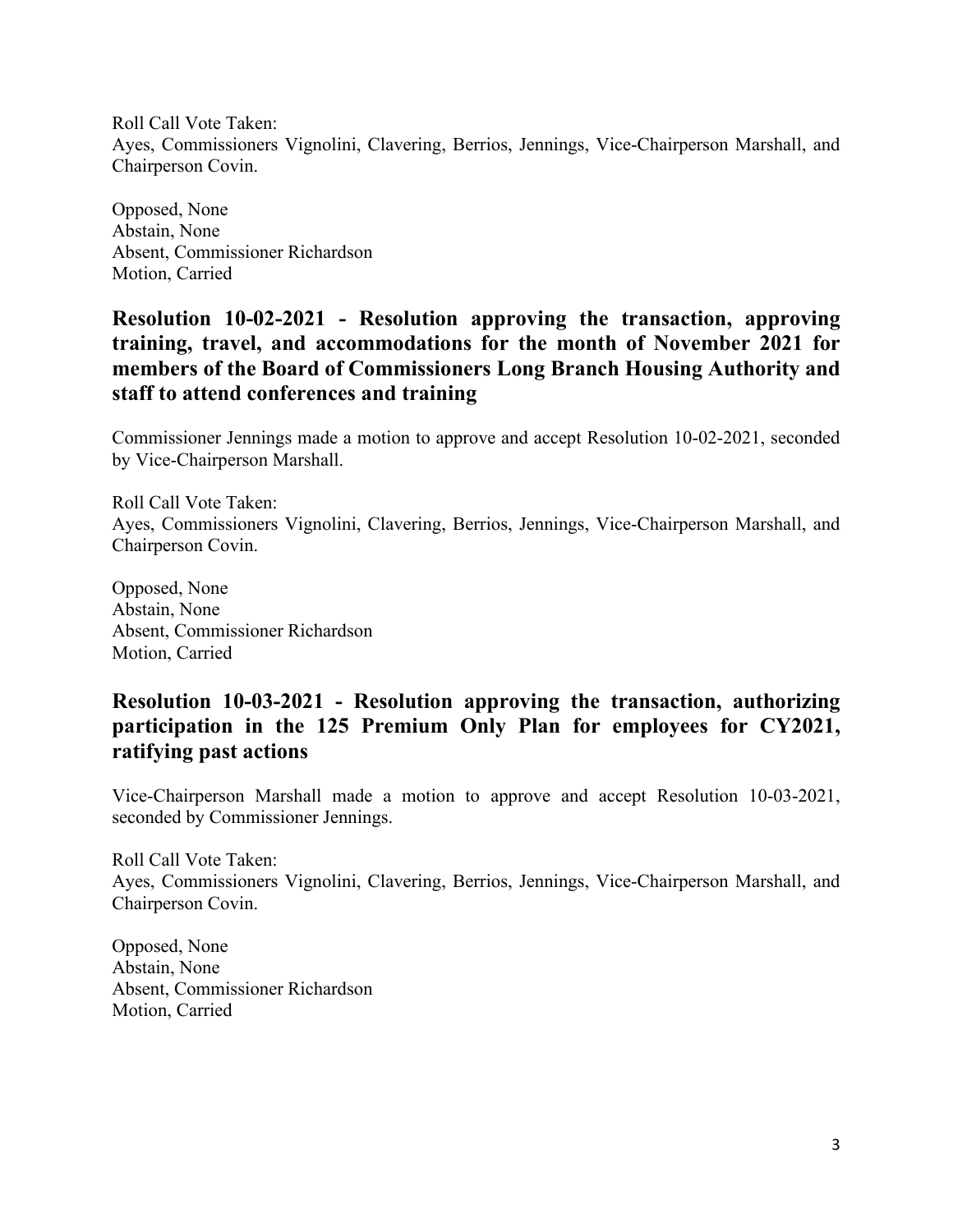Roll Call Vote Taken:
Ayes, Commissioners Vignolini, Clavering, Berrios, Jennings, Vice-Chairperson Marshall, and Chairperson Covin.

Opposed, None
Abstain, None
Absent, Commissioner Richardson
Motion, Carried

## Resolution 10-02-2021 - Resolution approving the transaction, approving training, travel, and accommodations for the month of November 2021 for members of the Board of Commissioners Long Branch Housing Authority and staff to attend conferences and training

Commissioner Jennings made a motion to approve and accept Resolution 10-02-2021, seconded by Vice-Chairperson Marshall.

Roll Call Vote Taken:
Ayes, Commissioners Vignolini, Clavering, Berrios, Jennings, Vice-Chairperson Marshall, and Chairperson Covin.

Opposed, None
Abstain, None
Absent, Commissioner Richardson
Motion, Carried

## Resolution 10-03-2021 - Resolution approving the transaction, authorizing participation in the 125 Premium Only Plan for employees for CY2021, ratifying past actions

Vice-Chairperson Marshall made a motion to approve and accept Resolution 10-03-2021, seconded by Commissioner Jennings.

Roll Call Vote Taken:
Ayes, Commissioners Vignolini, Clavering, Berrios, Jennings, Vice-Chairperson Marshall, and Chairperson Covin.

Opposed, None
Abstain, None
Absent, Commissioner Richardson
Motion, Carried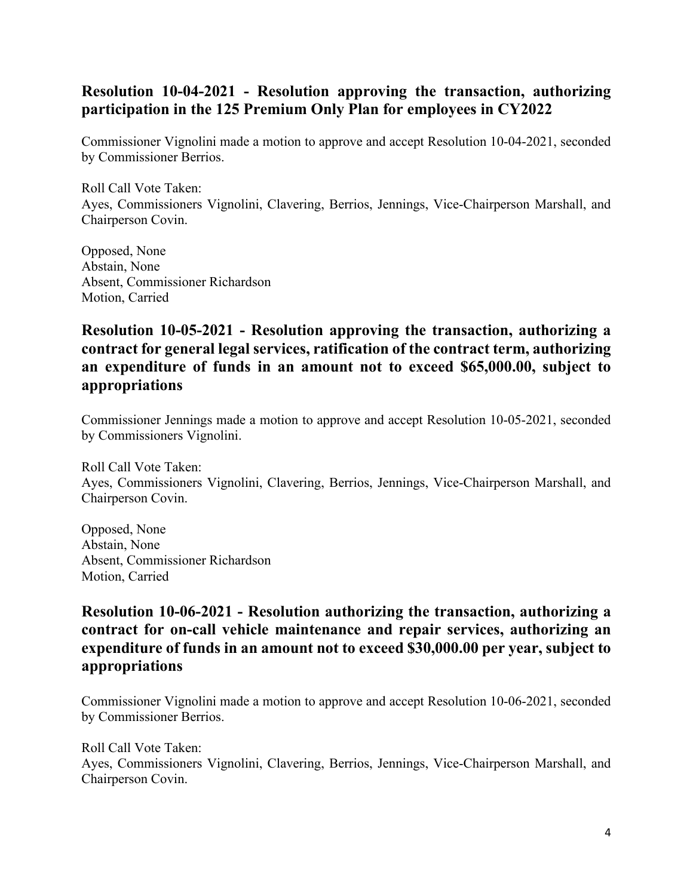## Resolution 10-04-2021 - Resolution approving the transaction, authorizing participation in the 125 Premium Only Plan for employees in CY2022

Commissioner Vignolini made a motion to approve and accept Resolution 10-04-2021, seconded by Commissioner Berrios.

Roll Call Vote Taken:
Ayes, Commissioners Vignolini, Clavering, Berrios, Jennings, Vice-Chairperson Marshall, and Chairperson Covin.

Opposed, None
Abstain, None
Absent, Commissioner Richardson
Motion, Carried

## Resolution 10-05-2021 - Resolution approving the transaction, authorizing a contract for general legal services, ratification of the contract term, authorizing an expenditure of funds in an amount not to exceed $65,000.00, subject to appropriations

Commissioner Jennings made a motion to approve and accept Resolution 10-05-2021, seconded by Commissioners Vignolini.

Roll Call Vote Taken:
Ayes, Commissioners Vignolini, Clavering, Berrios, Jennings, Vice-Chairperson Marshall, and Chairperson Covin.

Opposed, None
Abstain, None
Absent, Commissioner Richardson
Motion, Carried

## Resolution 10-06-2021 - Resolution authorizing the transaction, authorizing a contract for on-call vehicle maintenance and repair services, authorizing an expenditure of funds in an amount not to exceed $30,000.00 per year, subject to appropriations

Commissioner Vignolini made a motion to approve and accept Resolution 10-06-2021, seconded by Commissioner Berrios.

Roll Call Vote Taken:
Ayes, Commissioners Vignolini, Clavering, Berrios, Jennings, Vice-Chairperson Marshall, and Chairperson Covin.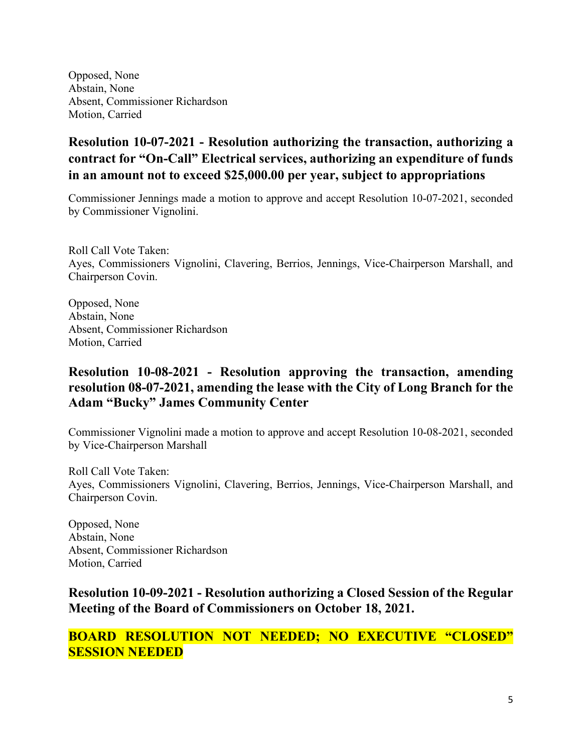Opposed, None
Abstain, None
Absent, Commissioner Richardson
Motion, Carried

## Resolution 10-07-2021 - Resolution authorizing the transaction, authorizing a contract for "On-Call" Electrical services, authorizing an expenditure of funds in an amount not to exceed $25,000.00 per year, subject to appropriations

Commissioner Jennings made a motion to approve and accept Resolution 10-07-2021, seconded by Commissioner Vignolini.

Roll Call Vote Taken:
Ayes, Commissioners Vignolini, Clavering, Berrios, Jennings, Vice-Chairperson Marshall, and Chairperson Covin.

Opposed, None
Abstain, None
Absent, Commissioner Richardson
Motion, Carried

## Resolution 10-08-2021 - Resolution approving the transaction, amending resolution 08-07-2021, amending the lease with the City of Long Branch for the Adam "Bucky" James Community Center

Commissioner Vignolini made a motion to approve and accept Resolution 10-08-2021, seconded by Vice-Chairperson Marshall

Roll Call Vote Taken:
Ayes, Commissioners Vignolini, Clavering, Berrios, Jennings, Vice-Chairperson Marshall, and Chairperson Covin.

Opposed, None
Abstain, None
Absent, Commissioner Richardson
Motion, Carried

## Resolution 10-09-2021 - Resolution authorizing a Closed Session of the Regular Meeting of the Board of Commissioners on October 18, 2021.

**BOARD RESOLUTION NOT NEEDED; NO EXECUTIVE "CLOSED" SESSION NEEDED**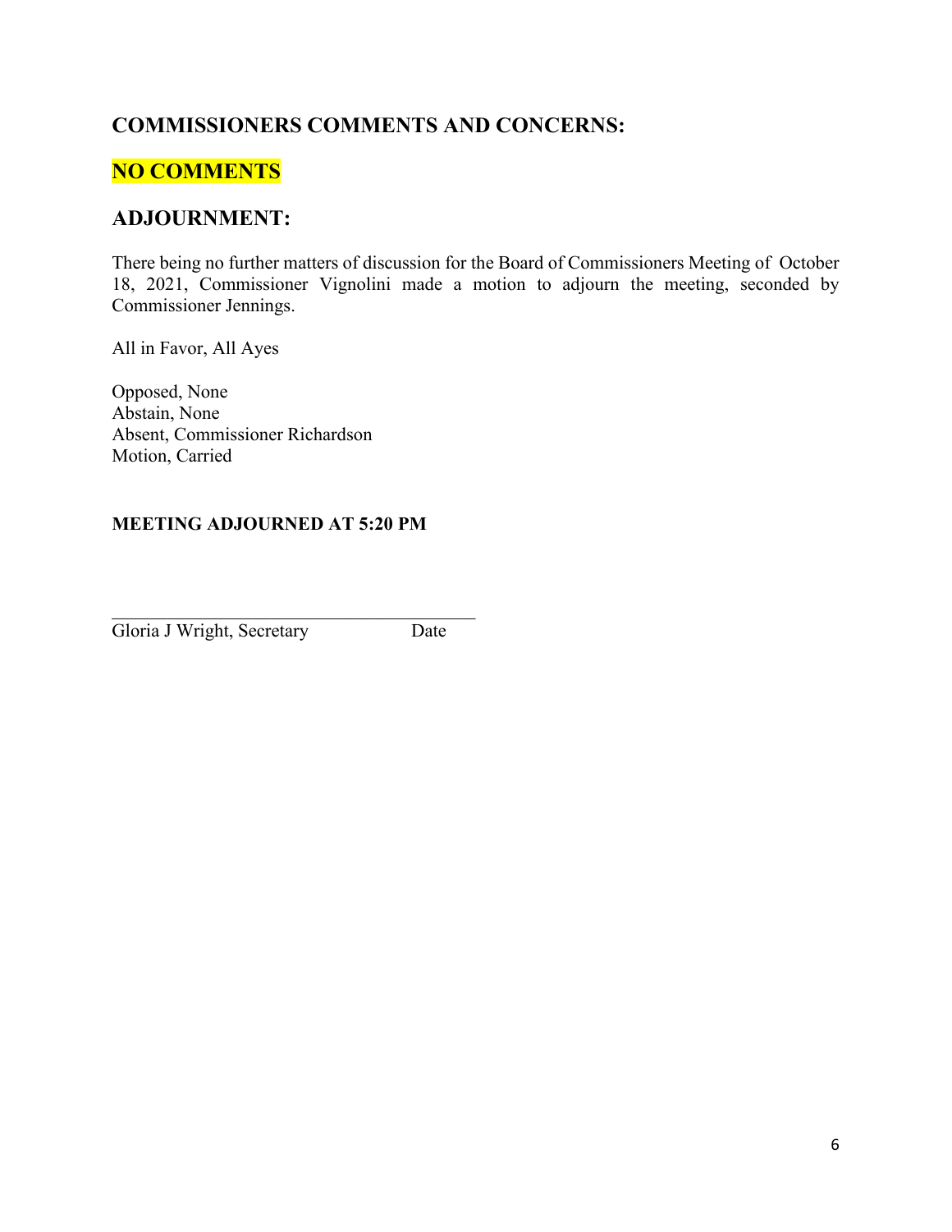## COMMISSIONERS COMMENTS AND CONCERNS:

## NO COMMENTS

## ADJOURNMENT:

There being no further matters of discussion for the Board of Commissioners Meeting of October 18, 2021, Commissioner Vignolini made a motion to adjourn the meeting, seconded by Commissioner Jennings.

All in Favor, All Ayes

Opposed, None
Abstain, None
Absent, Commissioner Richardson
Motion, Carried

**MEETING ADJOURNED AT 5:20 PM**

\_\_\_\_\_\_\_\_\_\_\_\_\_\_\_\_\_\_\_\_\_\_\_\_\_\_\_\_\_\_\_\_\_\_\_\_\_\_\_\_
Gloria J Wright, Secretary Date